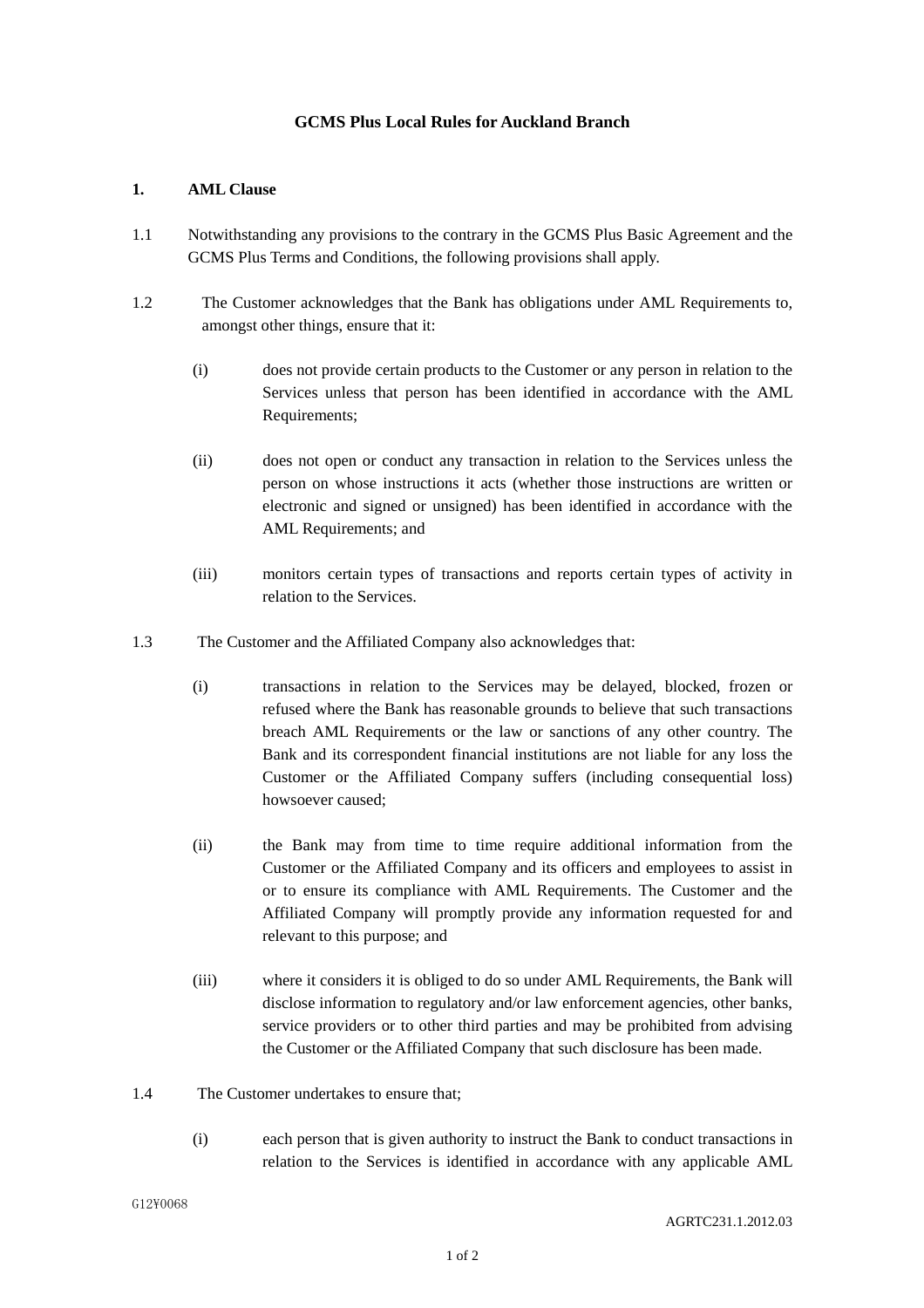# GCMS Plus Local Rules for Auckland Branch

## 1. AML Clause

1.1 Notwithstanding any provisions to the contrary in the GCMS Plus Basic Agreement and the GCMS Plus Terms and Conditions, the following provisions shall apply.

1.2 The Customer acknowledges that the Bank has obligations under AML Requirements to, amongst other things, ensure that it:

(i) does not provide certain products to the Customer or any person in relation to the Services unless that person has been identified in accordance with the AML Requirements;

(ii) does not open or conduct any transaction in relation to the Services unless the person on whose instructions it acts (whether those instructions are written or electronic and signed or unsigned) has been identified in accordance with the AML Requirements; and

(iii) monitors certain types of transactions and reports certain types of activity in relation to the Services.

1.3 The Customer and the Affiliated Company also acknowledges that:

(i) transactions in relation to the Services may be delayed, blocked, frozen or refused where the Bank has reasonable grounds to believe that such transactions breach AML Requirements or the law or sanctions of any other country. The Bank and its correspondent financial institutions are not liable for any loss the Customer or the Affiliated Company suffers (including consequential loss) howsoever caused;

(ii) the Bank may from time to time require additional information from the Customer or the Affiliated Company and its officers and employees to assist in or to ensure its compliance with AML Requirements. The Customer and the Affiliated Company will promptly provide any information requested for and relevant to this purpose; and

(iii) where it considers it is obliged to do so under AML Requirements, the Bank will disclose information to regulatory and/or law enforcement agencies, other banks, service providers or to other third parties and may be prohibited from advising the Customer or the Affiliated Company that such disclosure has been made.

1.4 The Customer undertakes to ensure that;

(i) each person that is given authority to instruct the Bank to conduct transactions in relation to the Services is identified in accordance with any applicable AML

G12¥0068

AGRTC231.1.2012.03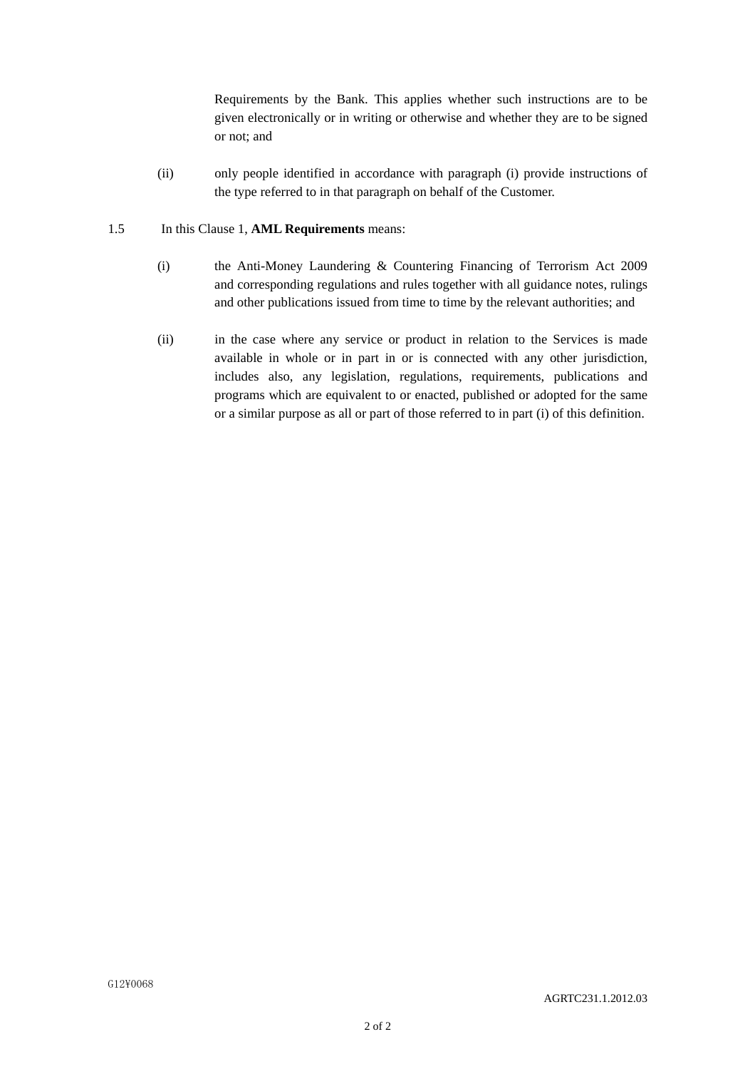Requirements by the Bank. This applies whether such instructions are to be given electronically or in writing or otherwise and whether they are to be signed or not; and

(ii) only people identified in accordance with paragraph (i) provide instructions of the type referred to in that paragraph on behalf of the Customer.

1.5 In this Clause 1, **AML Requirements** means:

(i) the Anti-Money Laundering & Countering Financing of Terrorism Act 2009 and corresponding regulations and rules together with all guidance notes, rulings and other publications issued from time to time by the relevant authorities; and

(ii) in the case where any service or product in relation to the Services is made available in whole or in part in or is connected with any other jurisdiction, includes also, any legislation, regulations, requirements, publications and programs which are equivalent to or enacted, published or adopted for the same or a similar purpose as all or part of those referred to in part (i) of this definition.

G12¥0068

AGRTC231.1.2012.03